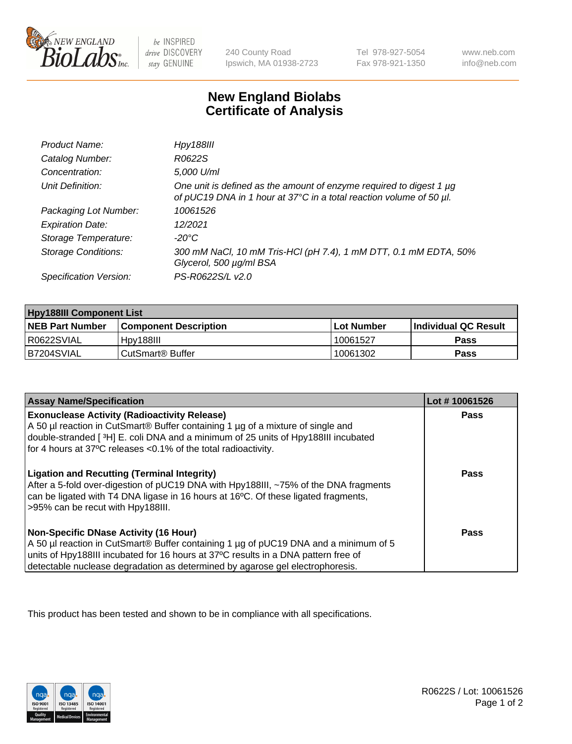# New England Biolabs Certificate of Analysis

| | |
|---|---|
| *Product Name:* | *Hpy188III* |
| *Catalog Number:* | *R0622S* |
| *Concentration:* | *5,000 U/ml* |
| *Unit Definition:* | *One unit is defined as the amount of enzyme required to digest 1 µg of pUC19 DNA in 1 hour at 37°C in a total reaction volume of 50 µl.* |
| *Packaging Lot Number:* | *10061526* |
| *Expiration Date:* | *12/2021* |
| *Storage Temperature:* | *-20°C* |
| *Storage Conditions:* | *300 mM NaCl, 10 mM Tris-HCl (pH 7.4), 1 mM DTT, 0.1 mM EDTA, 50% Glycerol, 500 µg/ml BSA* |
| *Specification Version:* | *PS-R0622S/L v2.0* |

| **Hpy188III Component List** | | | |
|---|---|---|---|
| **NEB Part Number** | **Component Description** | **Lot Number** | **Individual QC Result** |
| R0622SVIAL | Hpy188III | 10061527 | **Pass** |
| B7204SVIAL | CutSmart® Buffer | 10061302 | **Pass** |

| **Assay Name/Specification** | **Lot # 10061526** |
|---|---|
| **Exonuclease Activity (Radioactivity Release)**<br>A 50 µl reaction in CutSmart® Buffer containing 1 µg of a mixture of single and double-stranded [ $^3$H] E. coli DNA and a minimum of 25 units of Hpy188III incubated for 4 hours at 37ºC releases <0.1% of the total radioactivity. | **Pass** |
| **Ligation and Recutting (Terminal Integrity)**<br>After a 5-fold over-digestion of pUC19 DNA with Hpy188III, ~75% of the DNA fragments can be ligated with T4 DNA ligase in 16 hours at 16ºC. Of these ligated fragments, >95% can be recut with Hpy188III. | **Pass** |
| **Non-Specific DNase Activity (16 Hour)**<br>A 50 µl reaction in CutSmart® Buffer containing 1 µg of pUC19 DNA and a minimum of 5 units of Hpy188III incubated for 16 hours at 37ºC results in a DNA pattern free of detectable nuclease degradation as determined by agarose gel electrophoresis. | **Pass** |

This product has been tested and shown to be in compliance with all specifications.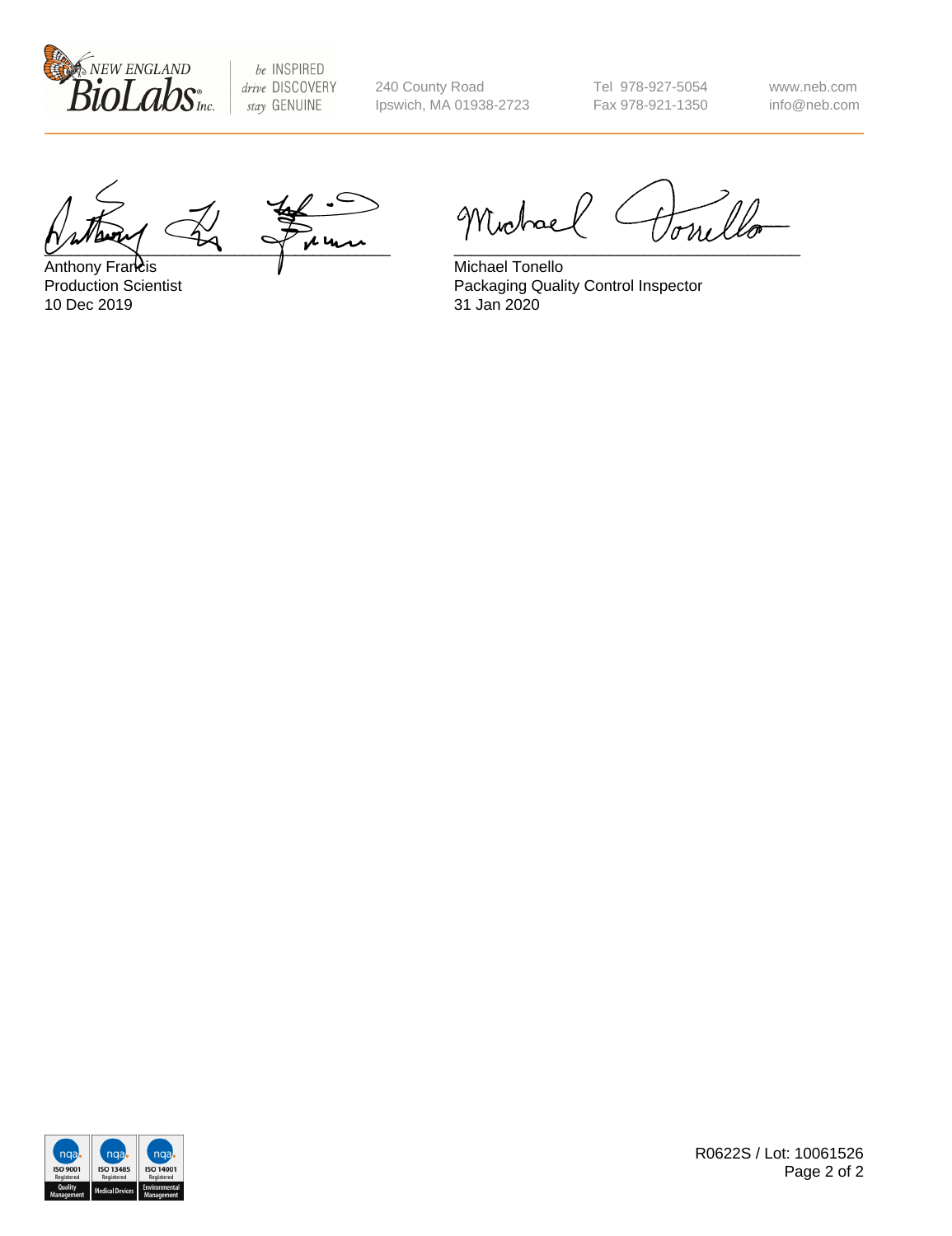Anthony Francis
Production Scientist
10 Dec 2019

Michael Tonello
Packaging Quality Control Inspector
31 Jan 2020

R0622S / Lot: 10061526